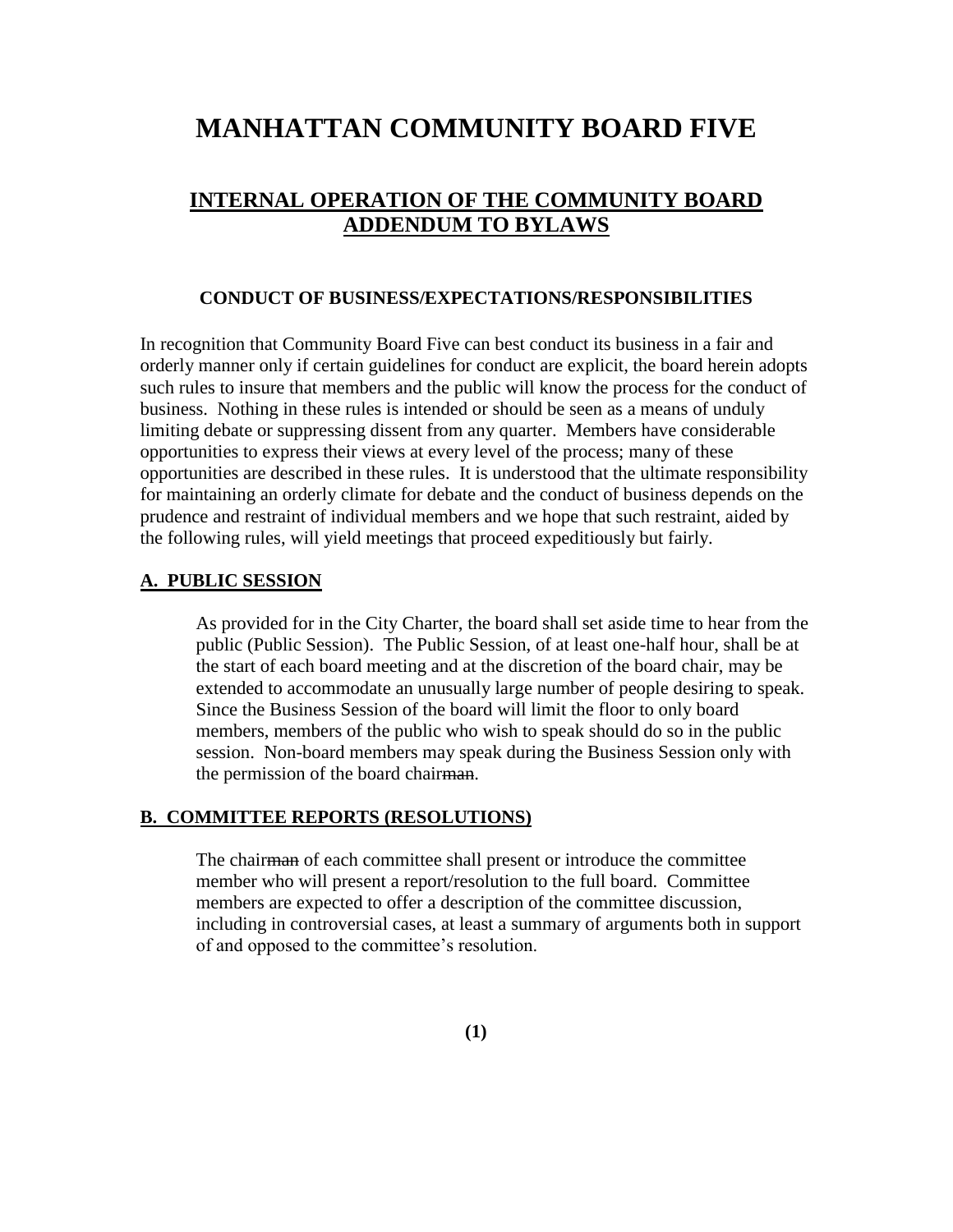# MANHATTAN COMMUNITY BOARD FIVE

## INTERNAL OPERATION OF THE COMMUNITY BOARD ADDENDUM TO BYLAWS

### CONDUCT OF BUSINESS/EXPECTATIONS/RESPONSIBILITIES

In recognition that Community Board Five can best conduct its business in a fair and orderly manner only if certain guidelines for conduct are explicit, the board herein adopts such rules to insure that members and the public will know the process for the conduct of business. Nothing in these rules is intended or should be seen as a means of unduly limiting debate or suppressing dissent from any quarter. Members have considerable opportunities to express their views at every level of the process; many of these opportunities are described in these rules. It is understood that the ultimate responsibility for maintaining an orderly climate for debate and the conduct of business depends on the prudence and restraint of individual members and we hope that such restraint, aided by the following rules, will yield meetings that proceed expeditiously but fairly.

**A. PUBLIC SESSION**

As provided for in the City Charter, the board shall set aside time to hear from the public (Public Session). The Public Session, of at least one-half hour, shall be at the start of each board meeting and at the discretion of the board chair, may be extended to accommodate an unusually large number of people desiring to speak. Since the Business Session of the board will limit the floor to only board members, members of the public who wish to speak should do so in the public session. Non-board members may speak during the Business Session only with the permission of the board chair~~man~~.

**B. COMMITTEE REPORTS (RESOLUTIONS)**

The chair~~man~~ of each committee shall present or introduce the committee member who will present a report/resolution to the full board. Committee members are expected to offer a description of the committee discussion, including in controversial cases, at least a summary of arguments both in support of and opposed to the committee's resolution.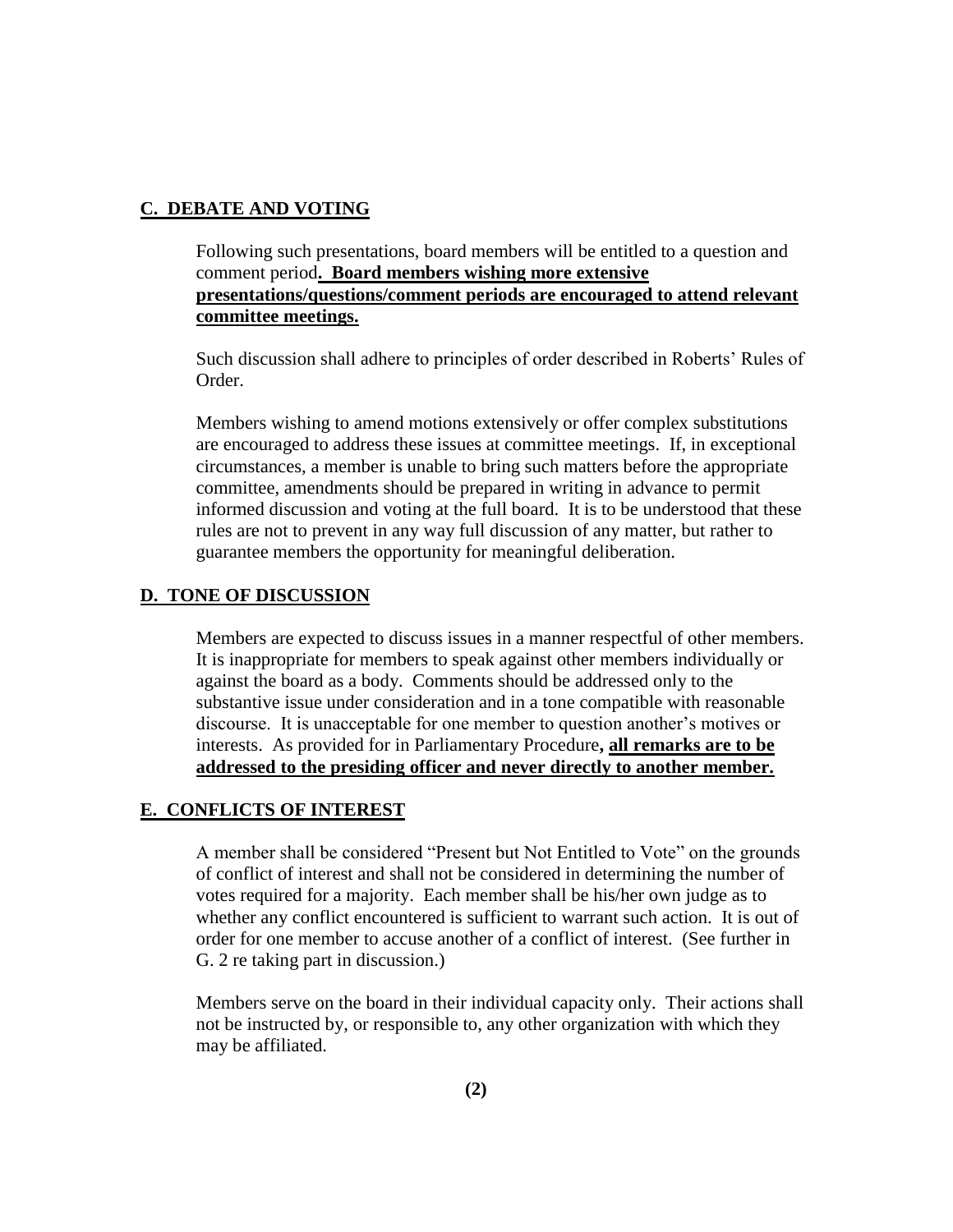## C. DEBATE AND VOTING

Following such presentations, board members will be entitled to a question and comment period**. Board members wishing more extensive presentations/questions/comment periods are encouraged to attend relevant committee meetings.**

Such discussion shall adhere to principles of order described in Roberts' Rules of Order.

Members wishing to amend motions extensively or offer complex substitutions are encouraged to address these issues at committee meetings. If, in exceptional circumstances, a member is unable to bring such matters before the appropriate committee, amendments should be prepared in writing in advance to permit informed discussion and voting at the full board. It is to be understood that these rules are not to prevent in any way full discussion of any matter, but rather to guarantee members the opportunity for meaningful deliberation.

## D. TONE OF DISCUSSION

Members are expected to discuss issues in a manner respectful of other members. It is inappropriate for members to speak against other members individually or against the board as a body. Comments should be addressed only to the substantive issue under consideration and in a tone compatible with reasonable discourse. It is unacceptable for one member to question another's motives or interests. As provided for in Parliamentary Procedure**, all remarks are to be addressed to the presiding officer and never directly to another member.**

## E. CONFLICTS OF INTEREST

A member shall be considered "Present but Not Entitled to Vote" on the grounds of conflict of interest and shall not be considered in determining the number of votes required for a majority. Each member shall be his/her own judge as to whether any conflict encountered is sufficient to warrant such action. It is out of order for one member to accuse another of a conflict of interest. (See further in G. 2 re taking part in discussion.)

Members serve on the board in their individual capacity only. Their actions shall not be instructed by, or responsible to, any other organization with which they may be affiliated.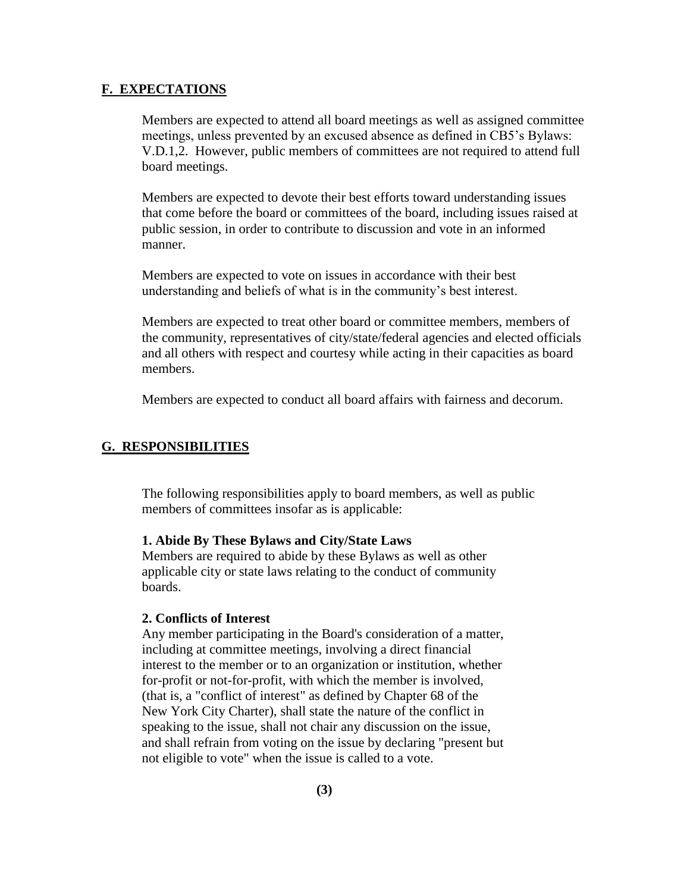## F. EXPECTATIONS

Members are expected to attend all board meetings as well as assigned committee meetings, unless prevented by an excused absence as defined in CB5's Bylaws: V.D.1,2. However, public members of committees are not required to attend full board meetings.

Members are expected to devote their best efforts toward understanding issues that come before the board or committees of the board, including issues raised at public session, in order to contribute to discussion and vote in an informed manner.

Members are expected to vote on issues in accordance with their best understanding and beliefs of what is in the community's best interest.

Members are expected to treat other board or committee members, members of the community, representatives of city/state/federal agencies and elected officials and all others with respect and courtesy while acting in their capacities as board members.

Members are expected to conduct all board affairs with fairness and decorum.

## G. RESPONSIBILITIES

The following responsibilities apply to board members, as well as public members of committees insofar as is applicable:

**1. Abide By These Bylaws and City/State Laws**
Members are required to abide by these Bylaws as well as other applicable city or state laws relating to the conduct of community boards.

**2. Conflicts of Interest**
Any member participating in the Board's consideration of a matter, including at committee meetings, involving a direct financial interest to the member or to an organization or institution, whether for-profit or not-for-profit, with which the member is involved, (that is, a "conflict of interest" as defined by Chapter 68 of the New York City Charter), shall state the nature of the conflict in speaking to the issue, shall not chair any discussion on the issue, and shall refrain from voting on the issue by declaring "present but not eligible to vote" when the issue is called to a vote.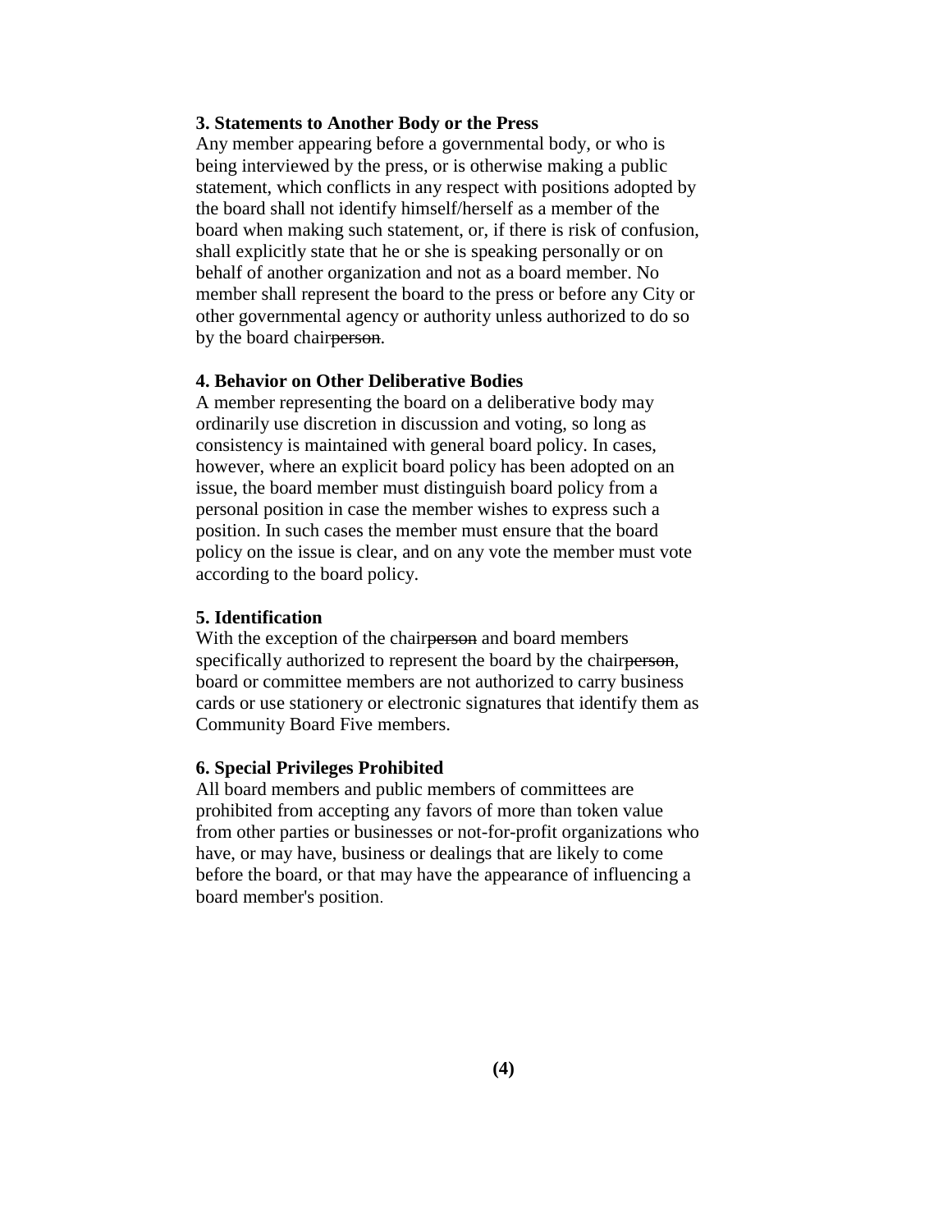**3. Statements to Another Body or the Press**

Any member appearing before a governmental body, or who is being interviewed by the press, or is otherwise making a public statement, which conflicts in any respect with positions adopted by the board shall not identify himself/herself as a member of the board when making such statement, or, if there is risk of confusion, shall explicitly state that he or she is speaking personally or on behalf of another organization and not as a board member. No member shall represent the board to the press or before any City or other governmental agency or authority unless authorized to do so by the board chair~~person~~.

**4. Behavior on Other Deliberative Bodies**

A member representing the board on a deliberative body may ordinarily use discretion in discussion and voting, so long as consistency is maintained with general board policy. In cases, however, where an explicit board policy has been adopted on an issue, the board member must distinguish board policy from a personal position in case the member wishes to express such a position. In such cases the member must ensure that the board policy on the issue is clear, and on any vote the member must vote according to the board policy.

**5. Identification**

With the exception of the chair~~person~~ and board members specifically authorized to represent the board by the chair~~person~~, board or committee members are not authorized to carry business cards or use stationery or electronic signatures that identify them as Community Board Five members.

**6. Special Privileges Prohibited**

All board members and public members of committees are prohibited from accepting any favors of more than token value from other parties or businesses or not-for-profit organizations who have, or may have, business or dealings that are likely to come before the board, or that may have the appearance of influencing a board member's position.